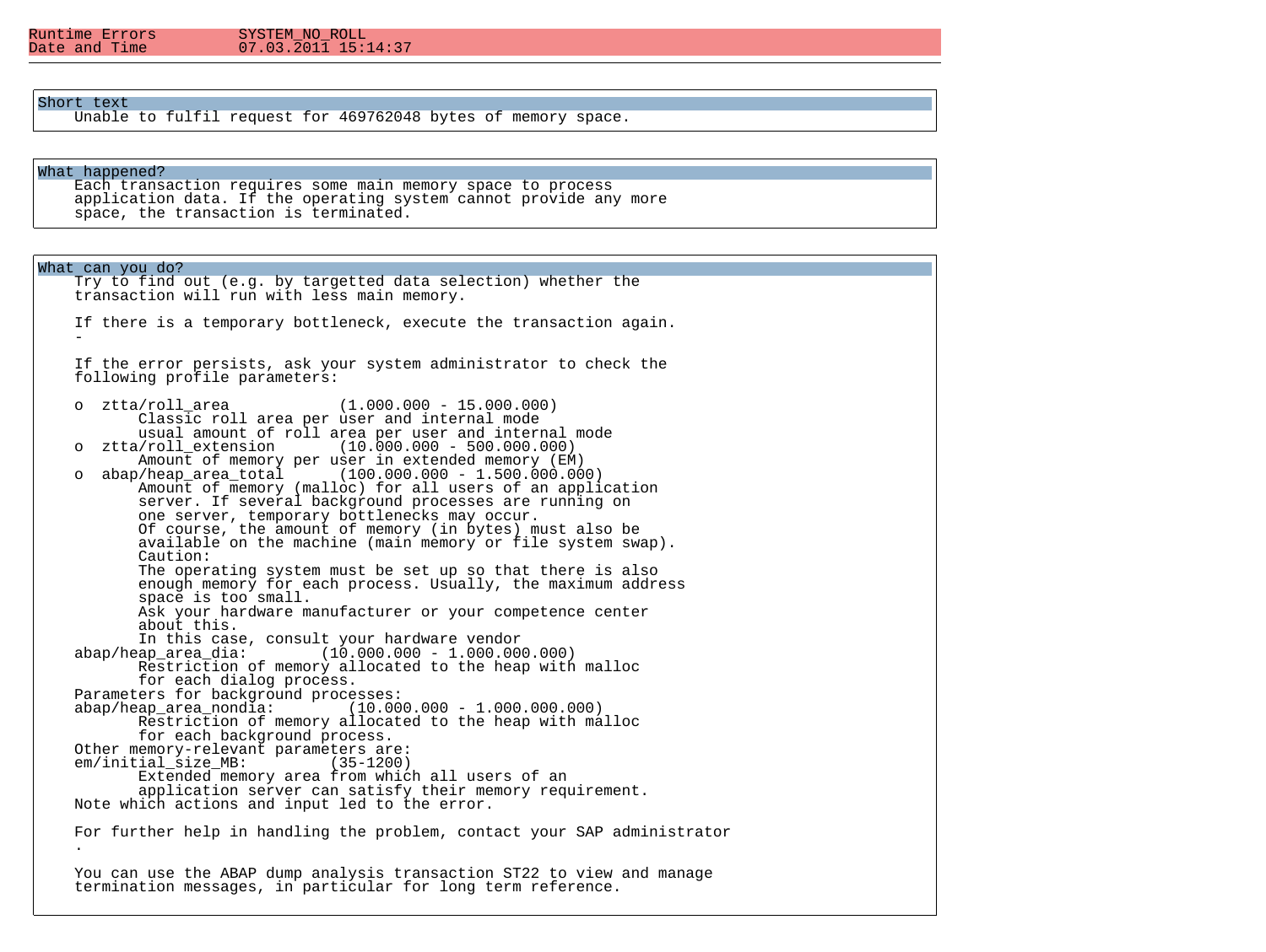| | |
|---|---|
| Runtime Errors | SYSTEM_NO_ROLL |
| Date and Time | 07.03.2011 15:14:37 |

## Short text

Unable to fulfil request for 469762048 bytes of memory space.

## What happened?

Each transaction requires some main memory space to process application data. If the operating system cannot provide any more space, the transaction is terminated.

## What can you do?

```
    Try to find out (e.g. by targetted data selection) whether the
    transaction will run with less main memory.

    If there is a temporary bottleneck, execute the transaction again.
    -

    If the error persists, ask your system administrator to check the
    following profile parameters:

    o  ztta/roll_area            (1.000.000 - 15.000.000)
           Classic roll area per user and internal mode
           usual amount of roll area per user and internal mode
    o  ztta/roll_extension       (10.000.000 - 500.000.000)
           Amount of memory per user in extended memory (EM)
    o  abap/heap_area_total      (100.000.000 - 1.500.000.000)
           Amount of memory (malloc) for all users of an application
           server. If several background processes are running on
           one server, temporary bottlenecks may occur.
           Of course, the amount of memory (in bytes) must also be
           available on the machine (main memory or file system swap).
           Caution:
           The operating system must be set up so that there is also
           enough memory for each process. Usually, the maximum address
           space is too small.
           Ask your hardware manufacturer or your competence center
           about this.
           In this case, consult your hardware vendor
    abap/heap_area_dia:        (10.000.000 - 1.000.000.000)
           Restriction of memory allocated to the heap with malloc
           for each dialog process.
    Parameters for background processes:
    abap/heap_area_nondia:        (10.000.000 - 1.000.000.000)
           Restriction of memory allocated to the heap with malloc
           for each background process.
    Other memory-relevant parameters are:
    em/initial_size_MB:         (35-1200)
           Extended memory area from which all users of an
           application server can satisfy their memory requirement.
    Note which actions and input led to the error.

    For further help in handling the problem, contact your SAP administrator
    .

    You can use the ABAP dump analysis transaction ST22 to view and manage
    termination messages, in particular for long term reference.
```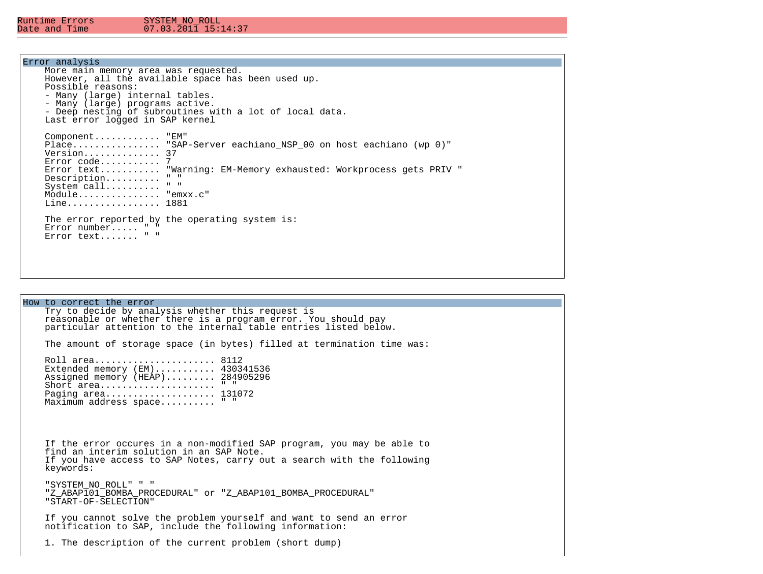| Runtime Errors | SYSTEM_NO_ROLL |
| --- | --- |
| Date and Time | 07.03.2011 15:14:37 |

## Error analysis

```
More main memory area was requested.
However, all the available space has been used up.
Possible reasons:
- Many (large) internal tables.
- Many (large) programs active.
- Deep nesting of subroutines with a lot of local data.
Last error logged in SAP kernel

Component............ "EM"
Place................ "SAP-Server eachiano_NSP_00 on host eachiano (wp 0)"
Version.............. 37
Error code........... 7
Error text........... "Warning: EM-Memory exhausted: Workprocess gets PRIV "
Description.......... " "
System call.......... " "
Module............... "emxx.c"
Line................. 1881

The error reported by the operating system is:
Error number..... " "
Error text....... " "
```

## How to correct the error

```
Try to decide by analysis whether this request is
reasonable or whether there is a program error. You should pay
particular attention to the internal table entries listed below.

The amount of storage space (in bytes) filled at termination time was:

Roll area...................... 8112
Extended memory (EM)........... 430341536
Assigned memory (HEAP)......... 284905296
Short area..................... " "
Paging area.................... 131072
Maximum address space.......... " "



If the error occures in a non-modified SAP program, you may be able to
find an interim solution in an SAP Note.
If you have access to SAP Notes, carry out a search with the following
keywords:

"SYSTEM_NO_ROLL" " "
"Z_ABAP101_BOMBA_PROCEDURAL" or "Z_ABAP101_BOMBA_PROCEDURAL"
"START-OF-SELECTION"

If you cannot solve the problem yourself and want to send an error
notification to SAP, include the following information:

1. The description of the current problem (short dump)
```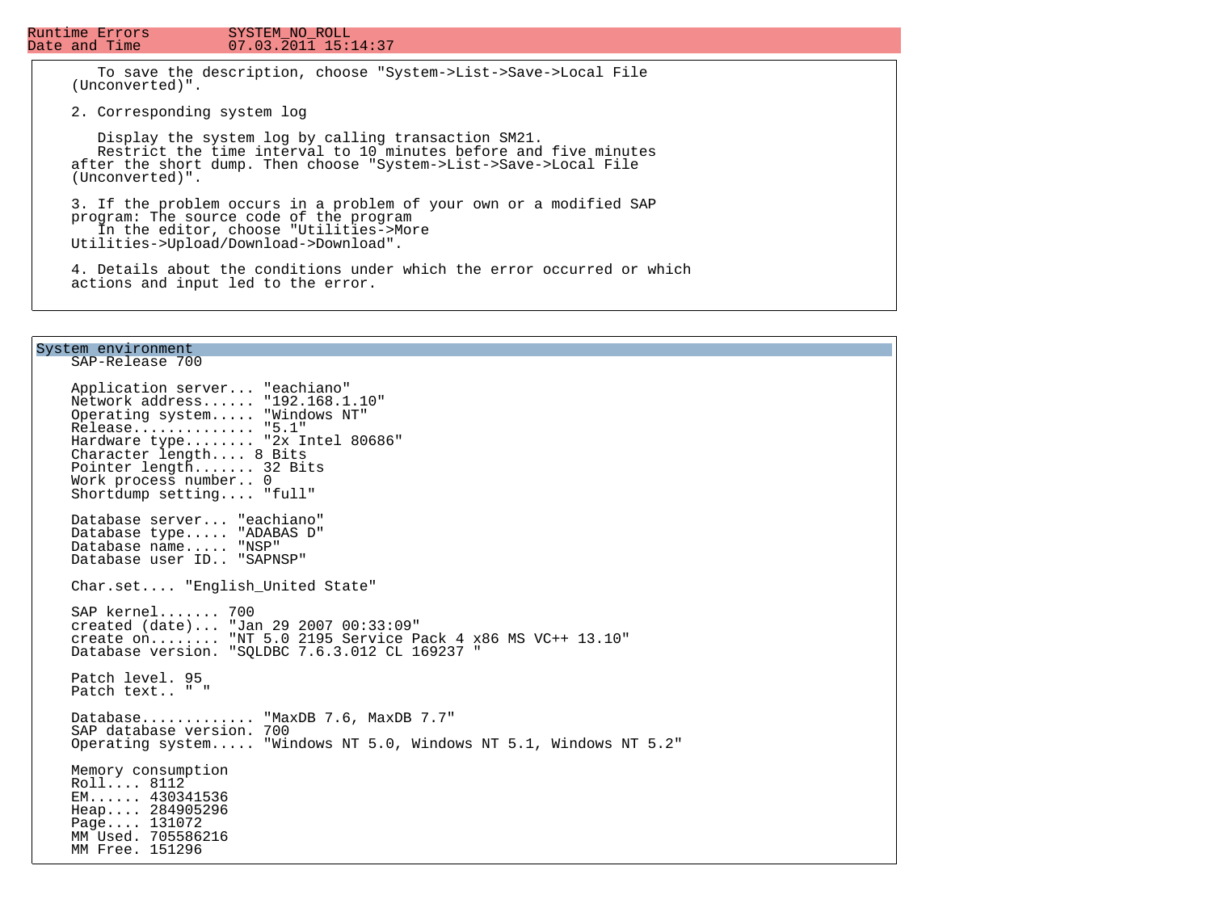| Runtime Errors | SYSTEM_NO_ROLL |
| --- | --- |
| Date and Time | 07.03.2011 15:14:37 |

```
   To save the description, choose "System->List->Save->Local File
(Unconverted)".

2. Corresponding system log

   Display the system log by calling transaction SM21.
   Restrict the time interval to 10 minutes before and five minutes
after the short dump. Then choose "System->List->Save->Local File
(Unconverted)".

3. If the problem occurs in a problem of your own or a modified SAP
program: The source code of the program
   In the editor, choose "Utilities->More
Utilities->Upload/Download->Download".

4. Details about the conditions under which the error occurred or which
actions and input led to the error.
```

## System environment

```
SAP-Release 700

Application server... "eachiano"
Network address...... "192.168.1.10"
Operating system..... "Windows NT"
Release.............. "5.1"
Hardware type........ "2x Intel 80686"
Character length.... 8 Bits
Pointer length....... 32 Bits
Work process number.. 0
Shortdump setting.... "full"

Database server... "eachiano"
Database type..... "ADABAS D"
Database name..... "NSP"
Database user ID.. "SAPNSP"

Char.set.... "English_United State"

SAP kernel....... 700
created (date)... "Jan 29 2007 00:33:09"
create on........ "NT 5.0 2195 Service Pack 4 x86 MS VC++ 13.10"
Database version. "SQLDBC 7.6.3.012 CL 169237 "

Patch level. 95
Patch text.. " "

Database............. "MaxDB 7.6, MaxDB 7.7"
SAP database version. 700
Operating system..... "Windows NT 5.0, Windows NT 5.1, Windows NT 5.2"

Memory consumption
Roll.... 8112
EM...... 430341536
Heap.... 284905296
Page.... 131072
MM Used. 705586216
MM Free. 151296
```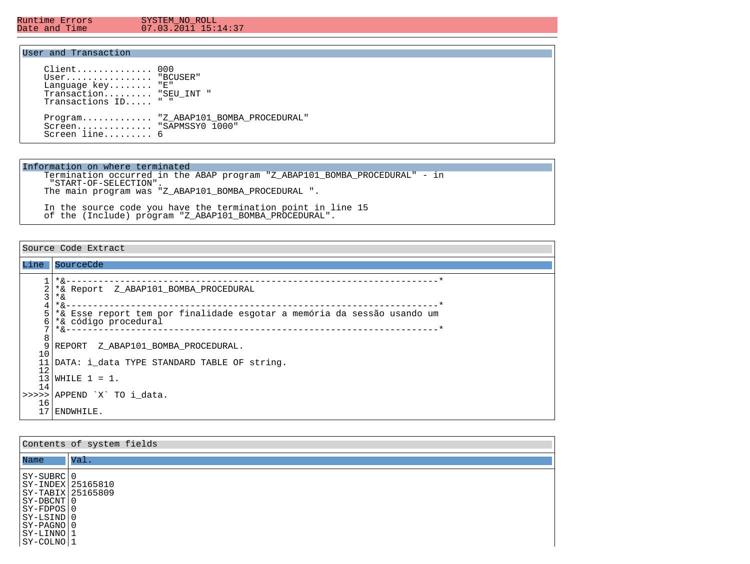| Runtime Errors | SYSTEM_NO_ROLL |
| --- | --- |
| Date and Time | 07.03.2011 15:14:37 |

## User and Transaction

```
    Client.............. 000
    User................ "BCUSER"
    Language key........ "E"
    Transaction......... "SEU_INT "
    Transactions ID..... " "

    Program............. "Z_ABAP101_BOMBA_PROCEDURAL"
    Screen.............. "SAPMSSY0 1000"
    Screen line......... 6
```

## Information on where terminated

```
    Termination occurred in the ABAP program "Z_ABAP101_BOMBA_PROCEDURAL" - in
     "START-OF-SELECTION".
    The main program was "Z_ABAP101_BOMBA_PROCEDURAL ".

    In the source code you have the termination point in line 15
    of the (Include) program "Z_ABAP101_BOMBA_PROCEDURAL".
```

## Source Code Extract

| Line | SourceCde |
| --- | --- |
| 1 | *&---------------------------------------------------------------------* |
| 2 | *& Report  Z_ABAP101_BOMBA_PROCEDURAL |
| 3 | *& |
| 4 | *&---------------------------------------------------------------------* |
| 5 | *& Esse report tem por finalidade esgotar a memória da sessão usando um |
| 6 | *& código procedural |
| 7 | *&---------------------------------------------------------------------* |
| 8 | |
| 9 | REPORT  Z_ABAP101_BOMBA_PROCEDURAL. |
| 10 | |
| 11 | DATA: i_data TYPE STANDARD TABLE OF string. |
| 12 | |
| 13 | WHILE 1 = 1. |
| 14 | |
| >>>>> | APPEND \`X\` TO i_data. |
| 16 | |
| 17 | ENDWHILE. |

## Contents of system fields

| Name | Val. |
| --- | --- |
| SY-SUBRC | 0 |
| SY-INDEX | 25165810 |
| SY-TABIX | 25165809 |
| SY-DBCNT | 0 |
| SY-FDPOS | 0 |
| SY-LSIND | 0 |
| SY-PAGNO | 0 |
| SY-LINNO | 1 |
| SY-COLNO | 1 |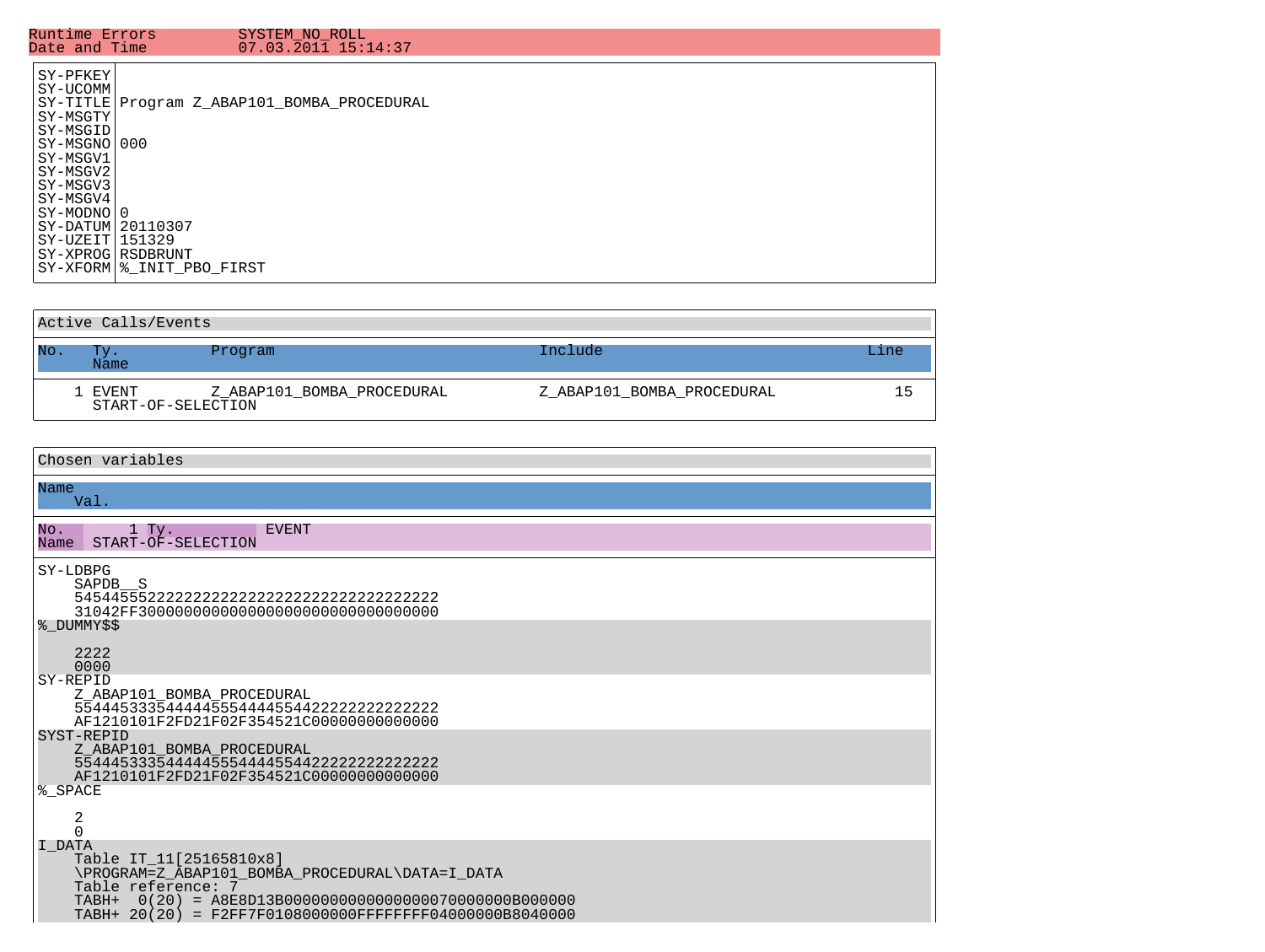| Runtime Errors | SYSTEM_NO_ROLL |
| --- | --- |
| Date and Time | 07.03.2011 15:14:37 |

| | |
| --- | --- |
| SY-PFKEY | |
| SY-UCOMM | |
| SY-TITLE | Program Z_ABAP101_BOMBA_PROCEDURAL |
| SY-MSGTY | |
| SY-MSGID | |
| SY-MSGNO | 000 |
| SY-MSGV1 | |
| SY-MSGV2 | |
| SY-MSGV3 | |
| SY-MSGV4 | |
| SY-MODNO | 0 |
| SY-DATUM | 20110307 |
| SY-UZEIT | 151329 |
| SY-XPROG | RSDBRUNT |
| SY-XFORM | %_INIT_PBO_FIRST |

**Active Calls/Events**

| No. | Ty. / Name | Program | Include | Line |
| --- | --- | --- | --- | --- |
| 1 | EVENT<br>START-OF-SELECTION | Z_ABAP101_BOMBA_PROCEDURAL | Z_ABAP101_BOMBA_PROCEDURAL | 15 |

**Chosen variables**

Name
    Val.

No.        1 Ty.          EVENT
Name  START-OF-SELECTION

```
SY-LDBPG
    SAPDB__S
    545445552222222222222222222222222222222
    31042FF3000000000000000000000000000000000
%_DUMMY$$

    2222
    0000
SY-REPID
    Z_ABAP101_BOMBA_PROCEDURAL
    5544453335444445554444554422222222222222
    AF1210101F2FD21F02F354521C00000000000000
SYST-REPID
    Z_ABAP101_BOMBA_PROCEDURAL
    5544453335444445554444554422222222222222
    AF1210101F2FD21F02F354521C00000000000000
%_SPACE

    2
    0
I_DATA
    Table IT_11[25165810x8]
    \PROGRAM=Z_ABAP101_BOMBA_PROCEDURAL\DATA=I_DATA
    Table reference: 7
    TABH+  0(20) = A8E8D13B0000000000000000070000000B000000
    TABH+ 20(20) = F2FF7F0108000000FFFFFFFF04000000B8040000
```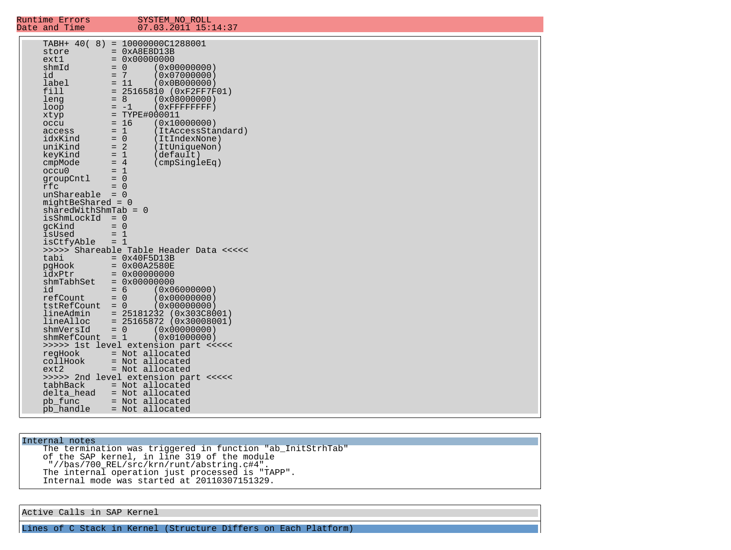| Runtime Errors | SYSTEM_NO_ROLL |
| --- | --- |
| Date and Time | 07.03.2011 15:14:37 |

```
    TABH+ 40( 8) = 10000000C1288001
    store        = 0xA8E8D13B
    ext1         = 0x00000000
    shmId        = 0     (0x00000000)
    id           = 7     (0x07000000)
    label        = 11    (0x0B000000)
    fill         = 25165810 (0xF2FF7F01)
    leng         = 8     (0x08000000)
    loop         = -1    (0xFFFFFFFF)
    xtyp         = TYPE#000011
    occu         = 16    (0x10000000)
    access       = 1     (ItAccessStandard)
    idxKind      = 0     (ItIndexNone)
    uniKind      = 2     (ItUniqueNon)
    keyKind      = 1     (default)
    cmpMode      = 4     (cmpSingleEq)
    occu0        = 1
    groupCntl    = 0
    rfc          = 0
    unShareable  = 0
    mightBeShared = 0
    sharedWithShmTab = 0
    isShmLockId  = 0
    gcKind       = 0
    isUsed       = 1
    isCtfyAble   = 1
    >>>>> Shareable Table Header Data <<<<<
    tabi         = 0x40F5D13B
    pgHook       = 0x00A2580E
    idxPtr       = 0x00000000
    shmTabhSet   = 0x00000000
    id           = 6     (0x06000000)
    refCount     = 0     (0x00000000)
    tstRefCount  = 0     (0x00000000)
    lineAdmin    = 25181232 (0x303C8001)
    lineAlloc    = 25165872 (0x30008001)
    shmVersId    = 0     (0x00000000)
    shmRefCount  = 1     (0x01000000)
    >>>>> 1st level extension part <<<<<
    regHook      = Not allocated
    collHook     = Not allocated
    ext2         = Not allocated
    >>>>> 2nd level extension part <<<<<
    tabhBack     = Not allocated
    delta_head   = Not allocated
    pb_func      = Not allocated
    pb_handle    = Not allocated
```

## Internal notes

```
    The termination was triggered in function "ab_InitStrhTab"
    of the SAP kernel, in line 319 of the module
     "//bas/700_REL/src/krn/runt/abstring.c#4".
    The internal operation just processed is "TAPP".
    Internal mode was started at 20110307151329.
```

## Active Calls in SAP Kernel

## Lines of C Stack in Kernel (Structure Differs on Each Platform)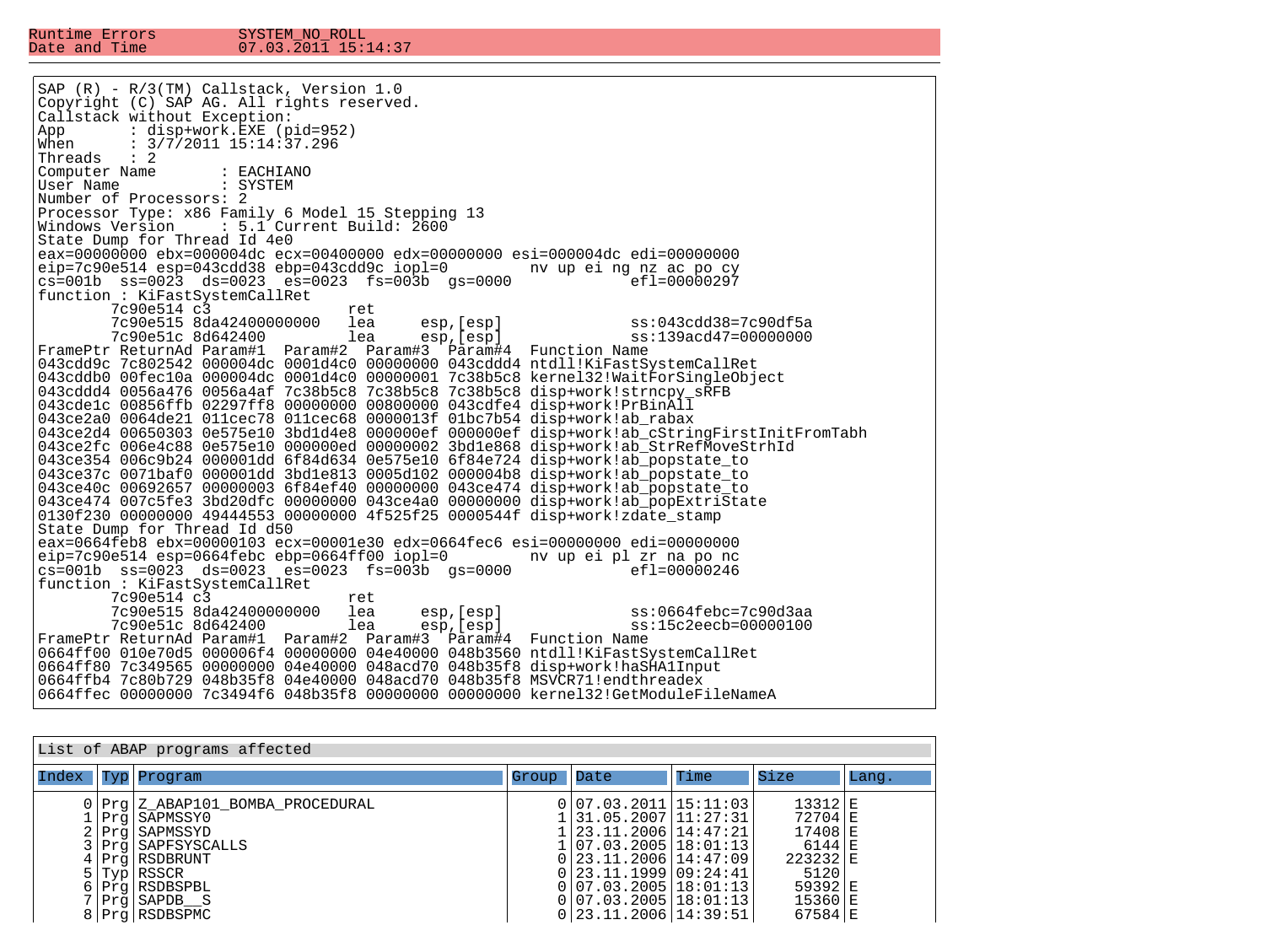| Runtime Errors | SYSTEM_NO_ROLL |
|---|---|
| Date and Time | 07.03.2011 15:14:37 |

```
SAP (R) - R/3(TM) Callstack, Version 1.0
Copyright (C) SAP AG. All rights reserved.
Callstack without Exception:
App       : disp+work.EXE (pid=952)
When      : 3/7/2011 15:14:37.296
Threads   : 2
Computer Name       : EACHIANO
User Name           : SYSTEM
Number of Processors: 2
Processor Type: x86 Family 6 Model 15 Stepping 13
Windows Version     : 5.1 Current Build: 2600
State Dump for Thread Id 4e0
eax=00000000 ebx=000004dc ecx=00400000 edx=00000000 esi=000004dc edi=00000000
eip=7c90e514 esp=043cdd38 ebp=043cdd9c iopl=0         nv up ei ng nz ac po cy
cs=001b  ss=0023  ds=0023  es=0023  fs=003b  gs=0000             efl=00000297
function : KiFastSystemCallRet
        7c90e514 c3               ret
        7c90e515 8da42400000000   lea     esp,[esp]              ss:043cdd38=7c90df5a
        7c90e51c 8d642400         lea     esp,[esp]              ss:139acd47=00000000
FramePtr ReturnAd Param#1  Param#2  Param#3  Param#4  Function Name
043cdd9c 7c802542 000004dc 0001d4c0 00000000 043cddd4 ntdll!KiFastSystemCallRet
043cddb0 00fec10a 000004dc 0001d4c0 00000001 7c38b5c8 kernel32!WaitForSingleObject
043cddd4 0056a476 0056a4af 7c38b5c8 7c38b5c8 7c38b5c8 disp+work!strncpy_sRFB
043cde1c 00856ffb 02297ff8 00000000 00800000 043cdfe4 disp+work!PrBinAll
043ce2a0 0064de21 011cec78 011cec68 0000013f 01bc7b54 disp+work!ab_rabax
043ce2d4 00650303 0e575e10 3bd1d4e8 000000ef 000000ef disp+work!ab_cStringFirstInitFromTabh
043ce2fc 006e4c88 0e575e10 000000ed 00000002 3bd1e868 disp+work!ab_StrRefMoveStrhId
043ce354 006c9b24 000001dd 6f84d634 0e575e10 6f84e724 disp+work!ab_popstate_to
043ce37c 0071baf0 000001dd 3bd1e813 0005d102 000004b8 disp+work!ab_popstate_to
043ce40c 00692657 00000003 6f84ef40 00000000 043ce474 disp+work!ab_popstate_to
043ce474 007c5fe3 3bd20dfc 00000000 043ce4a0 00000000 disp+work!ab_popExtriState
0130f230 00000000 49444553 00000000 4f525f25 0000544f disp+work!zdate_stamp
State Dump for Thread Id d50
eax=0664feb8 ebx=00000103 ecx=00001e30 edx=0664fec6 esi=00000000 edi=00000000
eip=7c90e514 esp=0664febc ebp=0664ff00 iopl=0         nv up ei pl zr na po nc
cs=001b  ss=0023  ds=0023  es=0023  fs=003b  gs=0000             efl=00000246
function : KiFastSystemCallRet
        7c90e514 c3               ret
        7c90e515 8da42400000000   lea     esp,[esp]              ss:0664febc=7c90d3aa
        7c90e51c 8d642400         lea     esp,[esp]              ss:15c2eecb=00000100
FramePtr ReturnAd Param#1  Param#2  Param#3  Param#4  Function Name
0664ff00 010e70d5 000006f4 00000000 04e40000 048b3560 ntdll!KiFastSystemCallRet
0664ff80 7c349565 00000000 04e40000 048acd70 048b35f8 disp+work!haSHA1Input
0664ffb4 7c80b729 048b35f8 04e40000 048acd70 048b35f8 MSVCR71!endthreadex
0664ffec 00000000 7c3494f6 048b35f8 00000000 00000000 kernel32!GetModuleFileNameA
```

**List of ABAP programs affected**

| Index | Typ | Program | Group | Date | Time | Size | Lang. |
|---|---|---|---|---|---|---|---|
| 0 | Prg | Z_ABAP101_BOMBA_PROCEDURAL | 0 | 07.03.2011 | 15:11:03 | 13312 | E |
| 1 | Prg | SAPMSSY0 | 1 | 31.05.2007 | 11:27:31 | 72704 | E |
| 2 | Prg | SAPMSSYD | 1 | 23.11.2006 | 14:47:21 | 17408 | E |
| 3 | Prg | SAPFSYSCALLS | 1 | 07.03.2005 | 18:01:13 | 6144 | E |
| 4 | Prg | RSDBRUNT | 0 | 23.11.2006 | 14:47:09 | 223232 | E |
| 5 | Typ | RSSCR | 0 | 23.11.1999 | 09:24:41 | 5120 | |
| 6 | Prg | RSDBSPBL | 0 | 07.03.2005 | 18:01:13 | 59392 | E |
| 7 | Prg | SAPDB__S | 0 | 07.03.2005 | 18:01:13 | 15360 | E |
| 8 | Prg | RSDBSPMC | 0 | 23.11.2006 | 14:39:51 | 67584 | E |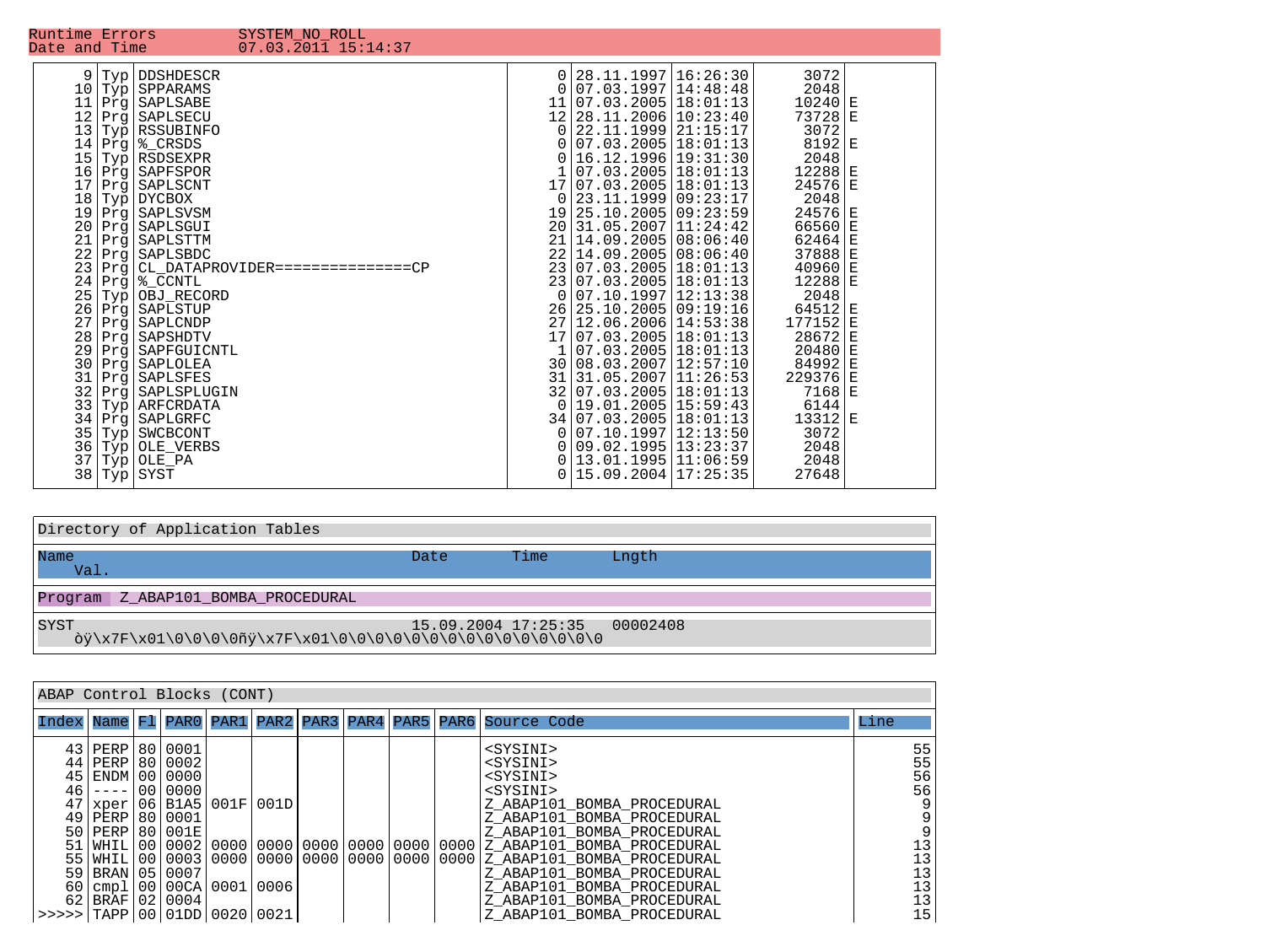| | | | | | | | |
|---|---|---|---|---|---|---|---|
| Runtime Errors | SYSTEM_NO_ROLL | | | | | | |
| Date and Time | 07.03.2011 15:14:37 | | | | | | |

| | | | | | | | |
|---|---|---|---|---|---|---|---|
| 9 | Typ | DDSHDESCR | 0 | 28.11.1997 | 16:26:30 | 3072 | |
| 10 | Typ | SPPARAMS | 0 | 07.03.1997 | 14:48:48 | 2048 | |
| 11 | Prg | SAPLSABE | 11 | 07.03.2005 | 18:01:13 | 10240 | E |
| 12 | Prg | SAPLSECU | 12 | 28.11.2006 | 10:23:40 | 73728 | E |
| 13 | Typ | RSSUBINFO | 0 | 22.11.1999 | 21:15:17 | 3072 | |
| 14 | Prg | %_CRSDS | 0 | 07.03.2005 | 18:01:13 | 8192 | E |
| 15 | Typ | RSDSEXPR | 0 | 16.12.1996 | 19:31:30 | 2048 | |
| 16 | Prg | SAPFSPOR | 1 | 07.03.2005 | 18:01:13 | 12288 | E |
| 17 | Prg | SAPLSCNT | 17 | 07.03.2005 | 18:01:13 | 24576 | E |
| 18 | Typ | DYCBOX | 0 | 23.11.1999 | 09:23:17 | 2048 | |
| 19 | Prg | SAPLSVSM | 19 | 25.10.2005 | 09:23:59 | 24576 | E |
| 20 | Prg | SAPLSGUI | 20 | 31.05.2007 | 11:24:42 | 66560 | E |
| 21 | Prg | SAPLSTTM | 21 | 14.09.2005 | 08:06:40 | 62464 | E |
| 22 | Prg | SAPLSBDC | 22 | 14.09.2005 | 08:06:40 | 37888 | E |
| 23 | Prg | CL_DATAPROVIDER===============CP | 23 | 07.03.2005 | 18:01:13 | 40960 | E |
| 24 | Prg | %_CCNTL | 23 | 07.03.2005 | 18:01:13 | 12288 | E |
| 25 | Typ | OBJ_RECORD | 0 | 07.10.1997 | 12:13:38 | 2048 | |
| 26 | Prg | SAPLSTUP | 26 | 25.10.2005 | 09:19:16 | 64512 | E |
| 27 | Prg | SAPLCNDP | 27 | 12.06.2006 | 14:53:38 | 177152 | E |
| 28 | Prg | SAPSHDTV | 17 | 07.03.2005 | 18:01:13 | 28672 | E |
| 29 | Prg | SAPFGUICNTL | 1 | 07.03.2005 | 18:01:13 | 20480 | E |
| 30 | Prg | SAPLOLEA | 30 | 08.03.2007 | 12:57:10 | 84992 | E |
| 31 | Prg | SAPLSFES | 31 | 31.05.2007 | 11:26:53 | 229376 | E |
| 32 | Prg | SAPLSPLUGIN | 32 | 07.03.2005 | 18:01:13 | 7168 | E |
| 33 | Typ | ARFCRDATA | 0 | 19.01.2005 | 15:59:43 | 6144 | |
| 34 | Prg | SAPLGRFC | 34 | 07.03.2005 | 18:01:13 | 13312 | E |
| 35 | Typ | SWCBCONT | 0 | 07.10.1997 | 12:13:50 | 3072 | |
| 36 | Typ | OLE_VERBS | 0 | 09.02.1995 | 13:23:37 | 2048 | |
| 37 | Typ | OLE_PA | 0 | 13.01.1995 | 11:06:59 | 2048 | |
| 38 | Typ | SYST | 0 | 15.09.2004 | 17:25:35 | 27648 | |

**Directory of Application Tables**

| Name / Val. | Date | Time | Lngth |
|---|---|---|---|
| Program Z_ABAP101_BOMBA_PROCEDURAL | | | |
| SYST | 15.09.2004 | 17:25:35 | 00002408 |
| òÿ\x7F\x01\0\0\0\0ñÿ\x7F\x01\0\0\0\0\0\0\0\0\0\0\0\0\0\0\0 | | | |

**ABAP Control Blocks (CONT)**

| Index | Name | Fl | PAR0 | PAR1 | PAR2 | PAR3 | PAR4 | PAR5 | PAR6 | Source Code | Line |
|---|---|---|---|---|---|---|---|---|---|---|---|
| 43 | PERP | 80 | 0001 | | | | | | | <SYSINI> | 55 |
| 44 | PERP | 80 | 0002 | | | | | | | <SYSINI> | 55 |
| 45 | ENDM | 00 | 0000 | | | | | | | <SYSINI> | 56 |
| 46 | ---- | 00 | 0000 | | | | | | | <SYSINI> | 56 |
| 47 | xper | 06 | B1A5 | 001F | 001D | | | | | Z_ABAP101_BOMBA_PROCEDURAL | 9 |
| 49 | PERP | 80 | 0001 | | | | | | | Z_ABAP101_BOMBA_PROCEDURAL | 9 |
| 50 | PERP | 80 | 001E | | | | | | | Z_ABAP101_BOMBA_PROCEDURAL | 9 |
| 51 | WHIL | 00 | 0002 | 0000 | 0000 | 0000 | 0000 | 0000 | 0000 | Z_ABAP101_BOMBA_PROCEDURAL | 13 |
| 55 | WHIL | 00 | 0003 | 0000 | 0000 | 0000 | 0000 | 0000 | 0000 | Z_ABAP101_BOMBA_PROCEDURAL | 13 |
| 59 | BRAN | 05 | 0007 | | | | | | | Z_ABAP101_BOMBA_PROCEDURAL | 13 |
| 60 | cmpl | 00 | 00CA | 0001 | 0006 | | | | | Z_ABAP101_BOMBA_PROCEDURAL | 13 |
| 62 | BRAF | 02 | 0004 | | | | | | | Z_ABAP101_BOMBA_PROCEDURAL | 13 |
| >>>>> | TAPP | 00 | 01DD | 0020 | 0021 | | | | | Z_ABAP101_BOMBA_PROCEDURAL | 15 |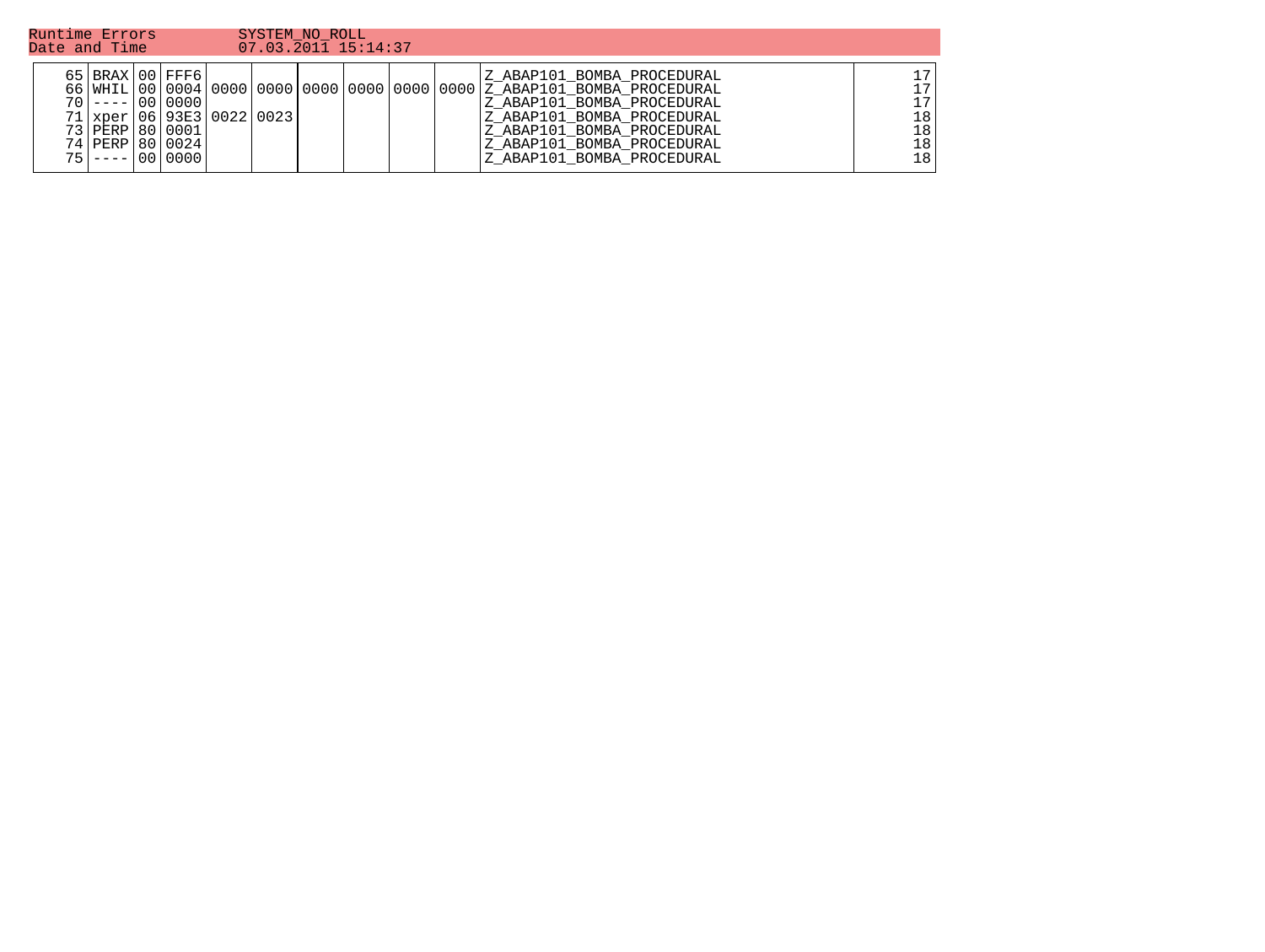| | | | | | | | | | | | |
|---|---|---|---|---|---|---|---|---|---|---|---|
| 65 | BRAX | 00 | FFF6 | | | | | | | Z_ABAP101_BOMBA_PROCEDURAL | 17 |
| 66 | WHIL | 00 | 0004 | 0000 | 0000 | 0000 | 0000 | 0000 | 0000 | Z_ABAP101_BOMBA_PROCEDURAL | 17 |
| 70 | ---- | 00 | 0000 | | | | | | | Z_ABAP101_BOMBA_PROCEDURAL | 17 |
| 71 | xper | 06 | 93E3 | 0022 | 0023 | | | | | Z_ABAP101_BOMBA_PROCEDURAL | 18 |
| 73 | PERP | 80 | 0001 | | | | | | | Z_ABAP101_BOMBA_PROCEDURAL | 18 |
| 74 | PERP | 80 | 0024 | | | | | | | Z_ABAP101_BOMBA_PROCEDURAL | 18 |
| 75 | ---- | 00 | 0000 | | | | | | | Z_ABAP101_BOMBA_PROCEDURAL | 18 |